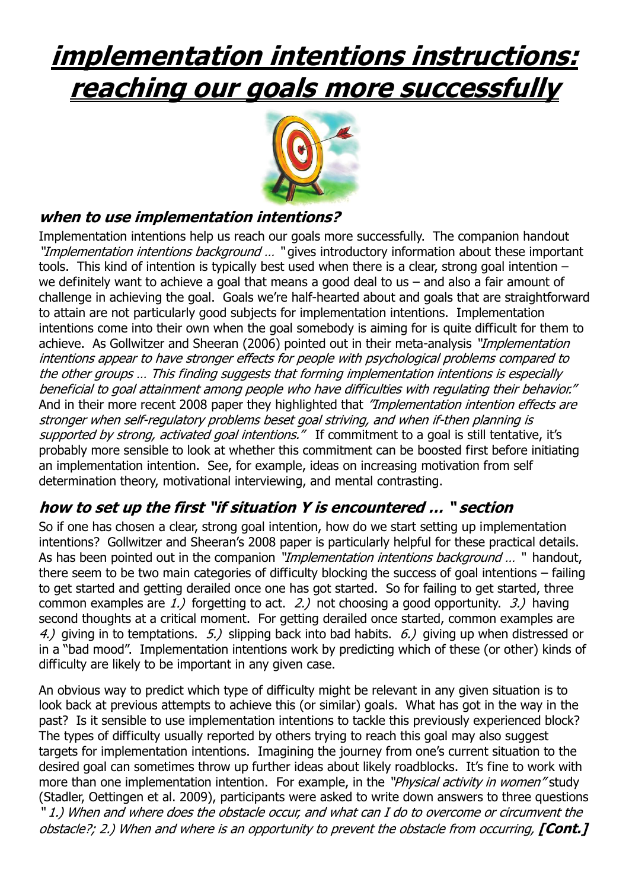# implementation intentions instructions: reaching our goals more successfully

### when to use implementation intentions?

Implementation intentions help us reach our goals more successfully. The companion handout *"Implementation intentions background … "* gives introductory information about these important tools. This kind of intention is typically best used when there is a clear, strong goal intention – we definitely want to achieve a goal that means a good deal to us – and also a fair amount of challenge in achieving the goal. Goals we're half-hearted about and goals that are straightforward to attain are not particularly good subjects for implementation intentions. Implementation intentions come into their own when the goal somebody is aiming for is quite difficult for them to achieve. As Gollwitzer and Sheeran (2006) pointed out in their meta-analysis *"Implementation intentions appear to have stronger effects for people with psychological problems compared to the other groups … This finding suggests that forming implementation intentions is especially beneficial to goal attainment among people who have difficulties with regulating their behavior."* And in their more recent 2008 paper they highlighted that *"Implementation intention effects are stronger when self-regulatory problems beset goal striving, and when if-then planning is supported by strong, activated goal intentions."* If commitment to a goal is still tentative, it's probably more sensible to look at whether this commitment can be boosted first before initiating an implementation intention. See, for example, ideas on increasing motivation from self determination theory, motivational interviewing, and mental contrasting.

### how to set up the first "if situation Y is encountered … " section

So if one has chosen a clear, strong goal intention, how do we start setting up implementation intentions? Gollwitzer and Sheeran's 2008 paper is particularly helpful for these practical details. As has been pointed out in the companion *"Implementation intentions background … "* handout, there seem to be two main categories of difficulty blocking the success of goal intentions – failing to get started and getting derailed once one has got started. So for failing to get started, three common examples are *1.)* forgetting to act. *2.)* not choosing a good opportunity. *3.)* having second thoughts at a critical moment. For getting derailed once started, common examples are *4.)* giving in to temptations. *5.)* slipping back into bad habits. *6.)* giving up when distressed or in a "bad mood". Implementation intentions work by predicting which of these (or other) kinds of difficulty are likely to be important in any given case.

An obvious way to predict which type of difficulty might be relevant in any given situation is to look back at previous attempts to achieve this (or similar) goals. What has got in the way in the past? Is it sensible to use implementation intentions to tackle this previously experienced block? The types of difficulty usually reported by others trying to reach this goal may also suggest targets for implementation intentions. Imagining the journey from one's current situation to the desired goal can sometimes throw up further ideas about likely roadblocks. It's fine to work with more than one implementation intention. For example, in the *"Physical activity in women"* study (Stadler, Oettingen et al. 2009), participants were asked to write down answers to three questions *" 1.) When and where does the obstacle occur, and what can I do to overcome or circumvent the obstacle?; 2.) When and where is an opportunity to prevent the obstacle from occurring,* **[Cont.]**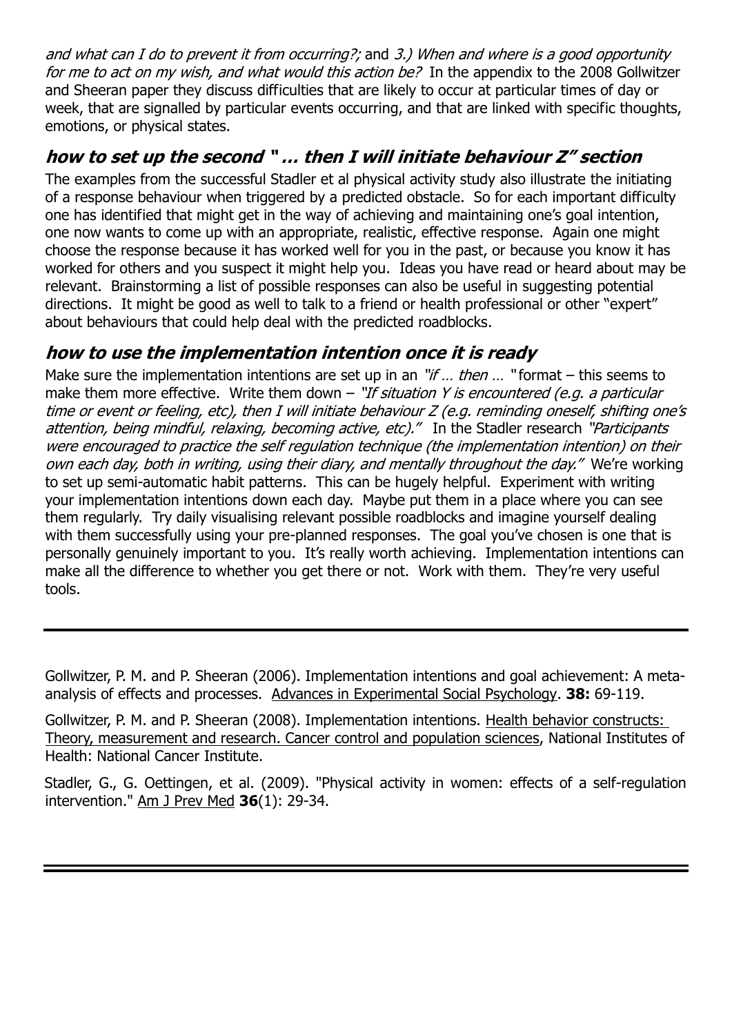*and what can I do to prevent it from occurring?;* and *3.) When and where is a good opportunity for me to act on my wish, and what would this action be?* In the appendix to the 2008 Gollwitzer and Sheeran paper they discuss difficulties that are likely to occur at particular times of day or week, that are signalled by particular events occurring, and that are linked with specific thoughts, emotions, or physical states.

## *how to set up the second " … then I will initiate behaviour Z" section*

The examples from the successful Stadler et al physical activity study also illustrate the initiating of a response behaviour when triggered by a predicted obstacle. So for each important difficulty one has identified that might get in the way of achieving and maintaining one's goal intention, one now wants to come up with an appropriate, realistic, effective response. Again one might choose the response because it has worked well for you in the past, or because you know it has worked for others and you suspect it might help you. Ideas you have read or heard about may be relevant. Brainstorming a list of possible responses can also be useful in suggesting potential directions. It might be good as well to talk to a friend or health professional or other "expert" about behaviours that could help deal with the predicted roadblocks.

## *how to use the implementation intention once it is ready*

Make sure the implementation intentions are set up in an *"if … then … "* format – this seems to make them more effective. Write them down – *"If situation Y is encountered (e.g. a particular time or event or feeling, etc), then I will initiate behaviour Z (e.g. reminding oneself, shifting one's attention, being mindful, relaxing, becoming active, etc)."* In the Stadler research *"Participants were encouraged to practice the self regulation technique (the implementation intention) on their own each day, both in writing, using their diary, and mentally throughout the day."* We're working to set up semi-automatic habit patterns. This can be hugely helpful. Experiment with writing your implementation intentions down each day. Maybe put them in a place where you can see them regularly. Try daily visualising relevant possible roadblocks and imagine yourself dealing with them successfully using your pre-planned responses. The goal you've chosen is one that is personally genuinely important to you. It's really worth achieving. Implementation intentions can make all the difference to whether you get there or not. Work with them. They're very useful tools.

---

Gollwitzer, P. M. and P. Sheeran (2006). Implementation intentions and goal achievement: A meta-analysis of effects and processes. Advances in Experimental Social Psychology. **38:** 69-119.

Gollwitzer, P. M. and P. Sheeran (2008). Implementation intentions. Health behavior constructs: Theory, measurement and research. Cancer control and population sciences, National Institutes of Health: National Cancer Institute.

Stadler, G., G. Oettingen, et al. (2009). "Physical activity in women: effects of a self-regulation intervention." Am J Prev Med **36**(1): 29-34.